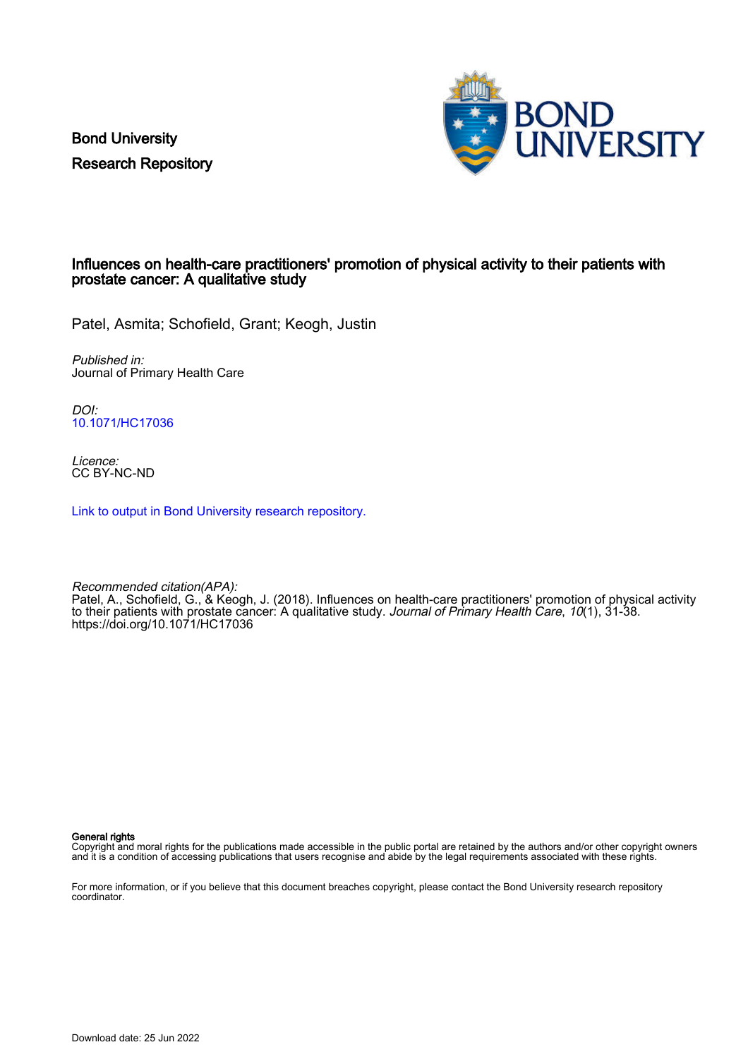Bond University
Research Repository

# Influences on health-care practitioners' promotion of physical activity to their patients with prostate cancer: A qualitative study

Patel, Asmita; Schofield, Grant; Keogh, Justin

*Published in:*
Journal of Primary Health Care

*DOI:*
10.1071/HC17036

*Licence:*
CC BY-NC-ND

Link to output in Bond University research repository.

*Recommended citation(APA):*
Patel, A., Schofield, G., & Keogh, J. (2018). Influences on health-care practitioners' promotion of physical activity to their patients with prostate cancer: A qualitative study. *Journal of Primary Health Care*, *10*(1), 31-38. https://doi.org/10.1071/HC17036

**General rights**
Copyright and moral rights for the publications made accessible in the public portal are retained by the authors and/or other copyright owners and it is a condition of accessing publications that users recognise and abide by the legal requirements associated with these rights.

For more information, or if you believe that this document breaches copyright, please contact the Bond University research repository coordinator.

Download date: 25 Jun 2022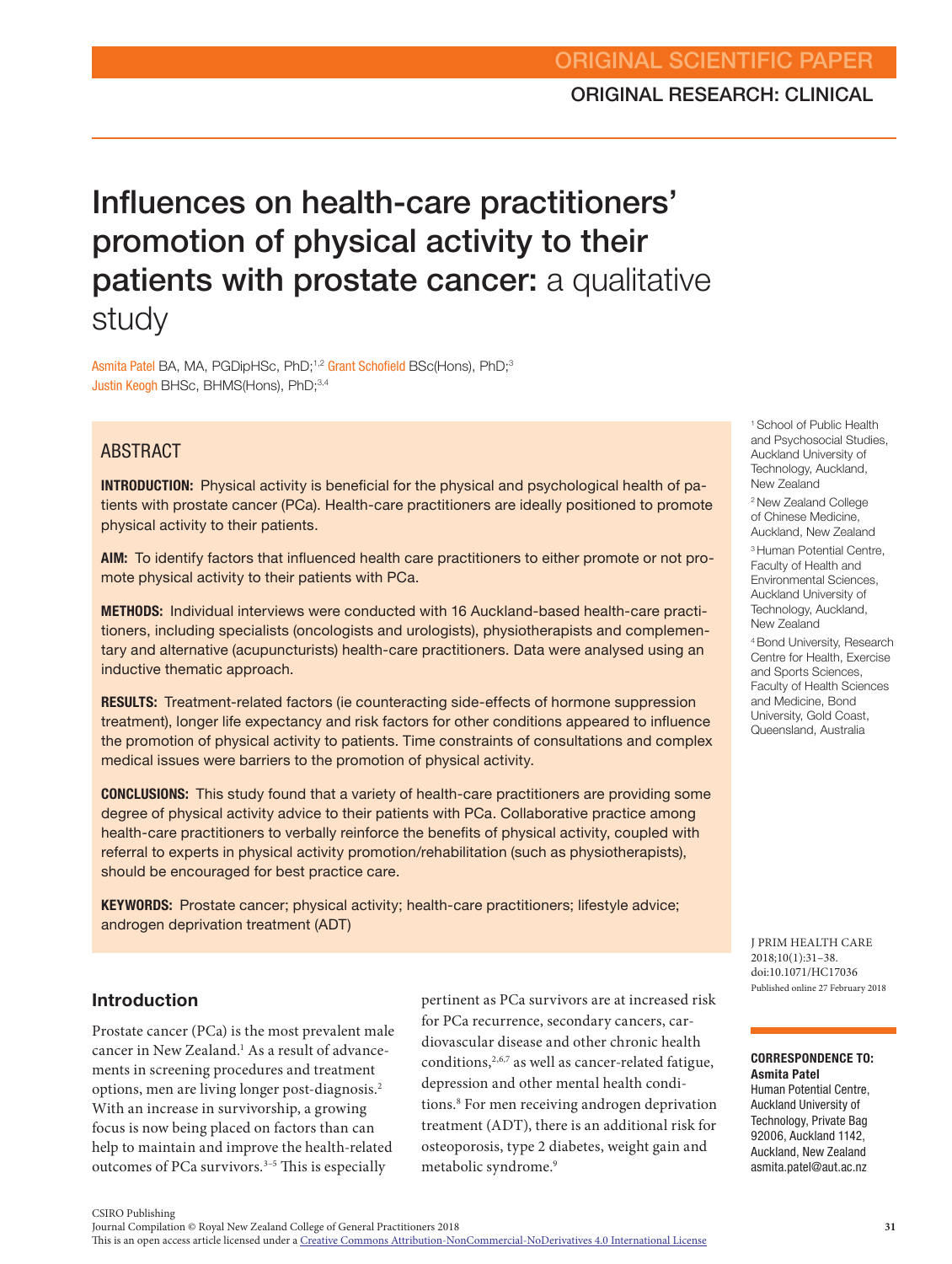ORIGINAL SCIENTIFIC PAPER

ORIGINAL RESEARCH: CLINICAL

# Influences on health-care practitioners' promotion of physical activity to their patients with prostate cancer: a qualitative study

Asmita Patel BA, MA, PGDipHSc, PhD;[1,2] Grant Schofield BSc(Hons), PhD;[3] Justin Keogh BHSc, BHMS(Hons), PhD;[3,4]

[1] School of Public Health and Psychosocial Studies, Auckland University of Technology, Auckland, New Zealand

[2] New Zealand College of Chinese Medicine, Auckland, New Zealand

[3] Human Potential Centre, Faculty of Health and Environmental Sciences, Auckland University of Technology, Auckland, New Zealand

[4] Bond University, Research Centre for Health, Exercise and Sports Sciences, Faculty of Health Sciences and Medicine, Bond University, Gold Coast, Queensland, Australia

## ABSTRACT

**INTRODUCTION:** Physical activity is beneficial for the physical and psychological health of patients with prostate cancer (PCa). Health-care practitioners are ideally positioned to promote physical activity to their patients.

**AIM:** To identify factors that influenced health care practitioners to either promote or not promote physical activity to their patients with PCa.

**METHODS:** Individual interviews were conducted with 16 Auckland-based health-care practitioners, including specialists (oncologists and urologists), physiotherapists and complementary and alternative (acupuncturists) health-care practitioners. Data were analysed using an inductive thematic approach.

**RESULTS:** Treatment-related factors (ie counteracting side-effects of hormone suppression treatment), longer life expectancy and risk factors for other conditions appeared to influence the promotion of physical activity to patients. Time constraints of consultations and complex medical issues were barriers to the promotion of physical activity.

**CONCLUSIONS:** This study found that a variety of health-care practitioners are providing some degree of physical activity advice to their patients with PCa. Collaborative practice among health-care practitioners to verbally reinforce the benefits of physical activity, coupled with referral to experts in physical activity promotion/rehabilitation (such as physiotherapists), should be encouraged for best practice care.

**KEYWORDS:** Prostate cancer; physical activity; health-care practitioners; lifestyle advice; androgen deprivation treatment (ADT)

J PRIM HEALTH CARE 2018;10(1):31–38. doi:10.1071/HC17036 Published online 27 February 2018

**CORRESPONDENCE TO:**
**Asmita Patel**
Human Potential Centre, Auckland University of Technology, Private Bag 92006, Auckland 1142, Auckland, New Zealand
asmita.patel@aut.ac.nz

## Introduction

Prostate cancer (PCa) is the most prevalent male cancer in New Zealand.[1] As a result of advancements in screening procedures and treatment options, men are living longer post-diagnosis.[2] With an increase in survivorship, a growing focus is now being placed on factors than can help to maintain and improve the health-related outcomes of PCa survivors.[3–5] This is especially pertinent as PCa survivors are at increased risk for PCa recurrence, secondary cancers, cardiovascular disease and other chronic health conditions,[2,6,7] as well as cancer-related fatigue, depression and other mental health conditions.[8] For men receiving androgen deprivation treatment (ADT), there is an additional risk for osteoporosis, type 2 diabetes, weight gain and metabolic syndrome.[9]

CSIRO Publishing
Journal Compilation © Royal New Zealand College of General Practitioners 2018
This is an open access article licensed under a Creative Commons Attribution-NonCommercial-NoDerivatives 4.0 International License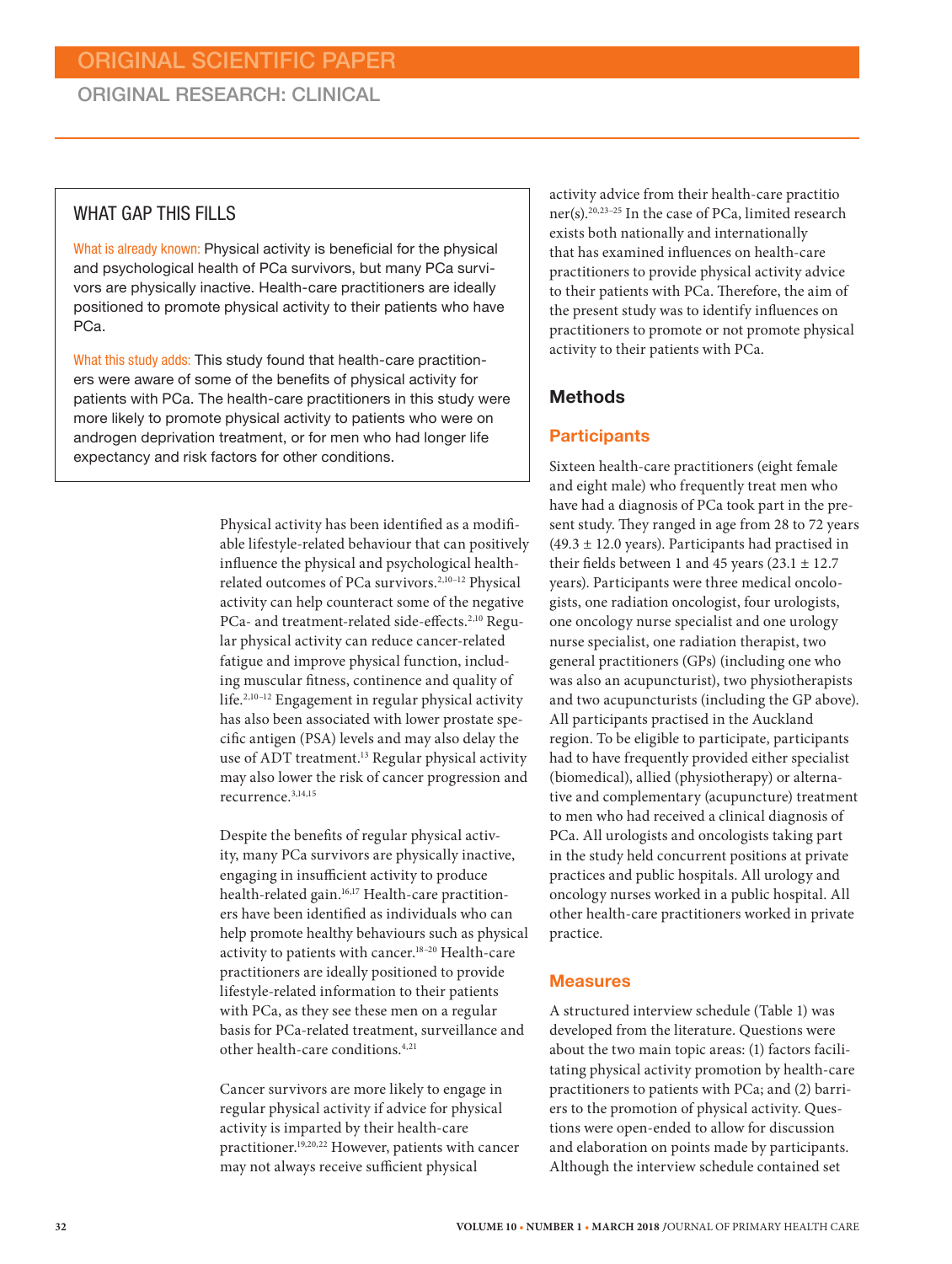ORIGINAL SCIENTIFIC PAPER

ORIGINAL RESEARCH: CLINICAL

## WHAT GAP THIS FILLS

What is already known: Physical activity is beneficial for the physical and psychological health of PCa survivors, but many PCa survivors are physically inactive. Health-care practitioners are ideally positioned to promote physical activity to their patients who have PCa.

What this study adds: This study found that health-care practitioners were aware of some of the benefits of physical activity for patients with PCa. The health-care practitioners in this study were more likely to promote physical activity to patients who were on androgen deprivation treatment, or for men who had longer life expectancy and risk factors for other conditions.

Physical activity has been identified as a modifiable lifestyle-related behaviour that can positively influence the physical and psychological health-related outcomes of PCa survivors.[2,10–12] Physical activity can help counteract some of the negative PCa- and treatment-related side-effects.[2,10] Regular physical activity can reduce cancer-related fatigue and improve physical function, including muscular fitness, continence and quality of life.[2,10–12] Engagement in regular physical activity has also been associated with lower prostate specific antigen (PSA) levels and may also delay the use of ADT treatment.[13] Regular physical activity may also lower the risk of cancer progression and recurrence.[3,14,15]

Despite the benefits of regular physical activity, many PCa survivors are physically inactive, engaging in insufficient activity to produce health-related gain.[16,17] Health-care practitioners have been identified as individuals who can help promote healthy behaviours such as physical activity to patients with cancer.[18–20] Health-care practitioners are ideally positioned to provide lifestyle-related information to their patients with PCa, as they see these men on a regular basis for PCa-related treatment, surveillance and other health-care conditions.[4,21]

Cancer survivors are more likely to engage in regular physical activity if advice for physical activity is imparted by their health-care practitioner.[19,20,22] However, patients with cancer may not always receive sufficient physical activity advice from their health-care practitioner(s).[20,23–25] In the case of PCa, limited research exists both nationally and internationally that has examined influences on health-care practitioners to provide physical activity advice to their patients with PCa. Therefore, the aim of the present study was to identify influences on practitioners to promote or not promote physical activity to their patients with PCa.

## Methods

### Participants

Sixteen health-care practitioners (eight female and eight male) who frequently treat men who have had a diagnosis of PCa took part in the present study. They ranged in age from 28 to 72 years (49.3 ± 12.0 years). Participants had practised in their fields between 1 and 45 years (23.1 ± 12.7 years). Participants were three medical oncologists, one radiation oncologist, four urologists, one oncology nurse specialist and one urology nurse specialist, one radiation therapist, two general practitioners (GPs) (including one who was also an acupuncturist), two physiotherapists and two acupuncturists (including the GP above). All participants practised in the Auckland region. To be eligible to participate, participants had to have frequently provided either specialist (biomedical), allied (physiotherapy) or alternative and complementary (acupuncture) treatment to men who had received a clinical diagnosis of PCa. All urologists and oncologists taking part in the study held concurrent positions at private practices and public hospitals. All urology and oncology nurses worked in a public hospital. All other health-care practitioners worked in private practice.

### Measures

A structured interview schedule (Table 1) was developed from the literature. Questions were about the two main topic areas: (1) factors facilitating physical activity promotion by health-care practitioners to patients with PCa; and (2) barriers to the promotion of physical activity. Questions were open-ended to allow for discussion and elaboration on points made by participants. Although the interview schedule contained set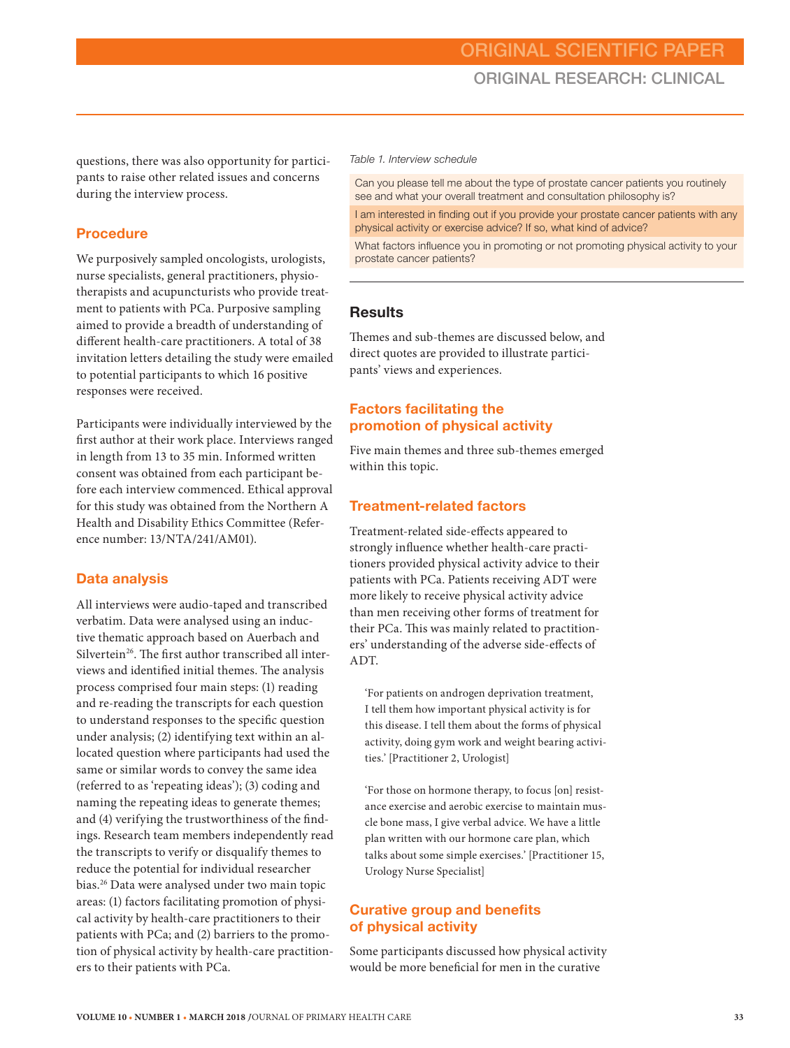questions, there was also opportunity for participants to raise other related issues and concerns during the interview process.

## Procedure

We purposively sampled oncologists, urologists, nurse specialists, general practitioners, physiotherapists and acupuncturists who provide treatment to patients with PCa. Purposive sampling aimed to provide a breadth of understanding of different health-care practitioners. A total of 38 invitation letters detailing the study were emailed to potential participants to which 16 positive responses were received.

Participants were individually interviewed by the first author at their work place. Interviews ranged in length from 13 to 35 min. Informed written consent was obtained from each participant before each interview commenced. Ethical approval for this study was obtained from the Northern A Health and Disability Ethics Committee (Reference number: 13/NTA/241/AM01).

## Data analysis

All interviews were audio-taped and transcribed verbatim. Data were analysed using an inductive thematic approach based on Auerbach and Silvertein[26]. The first author transcribed all interviews and identified initial themes. The analysis process comprised four main steps: (1) reading and re-reading the transcripts for each question to understand responses to the specific question under analysis; (2) identifying text within an allocated question where participants had used the same or similar words to convey the same idea (referred to as 'repeating ideas'); (3) coding and naming the repeating ideas to generate themes; and (4) verifying the trustworthiness of the findings. Research team members independently read the transcripts to verify or disqualify themes to reduce the potential for individual researcher bias.[26] Data were analysed under two main topic areas: (1) factors facilitating promotion of physical activity by health-care practitioners to their patients with PCa; and (2) barriers to the promotion of physical activity by health-care practitioners to their patients with PCa.

*Table 1. Interview schedule*

| |
|---|
| Can you please tell me about the type of prostate cancer patients you routinely see and what your overall treatment and consultation philosophy is? |
| I am interested in finding out if you provide your prostate cancer patients with any physical activity or exercise advice? If so, what kind of advice? |
| What factors influence you in promoting or not promoting physical activity to your prostate cancer patients? |

## Results

Themes and sub-themes are discussed below, and direct quotes are provided to illustrate participants' views and experiences.

## Factors facilitating the promotion of physical activity

Five main themes and three sub-themes emerged within this topic.

## Treatment-related factors

Treatment-related side-effects appeared to strongly influence whether health-care practitioners provided physical activity advice to their patients with PCa. Patients receiving ADT were more likely to receive physical activity advice than men receiving other forms of treatment for their PCa. This was mainly related to practitioners' understanding of the adverse side-effects of ADT.

> 'For patients on androgen deprivation treatment, I tell them how important physical activity is for this disease. I tell them about the forms of physical activity, doing gym work and weight bearing activities.' [Practitioner 2, Urologist]

> 'For those on hormone therapy, to focus [on] resistance exercise and aerobic exercise to maintain muscle bone mass, I give verbal advice. We have a little plan written with our hormone care plan, which talks about some simple exercises.' [Practitioner 15, Urology Nurse Specialist]

## Curative group and benefits of physical activity

Some participants discussed how physical activity would be more beneficial for men in the curative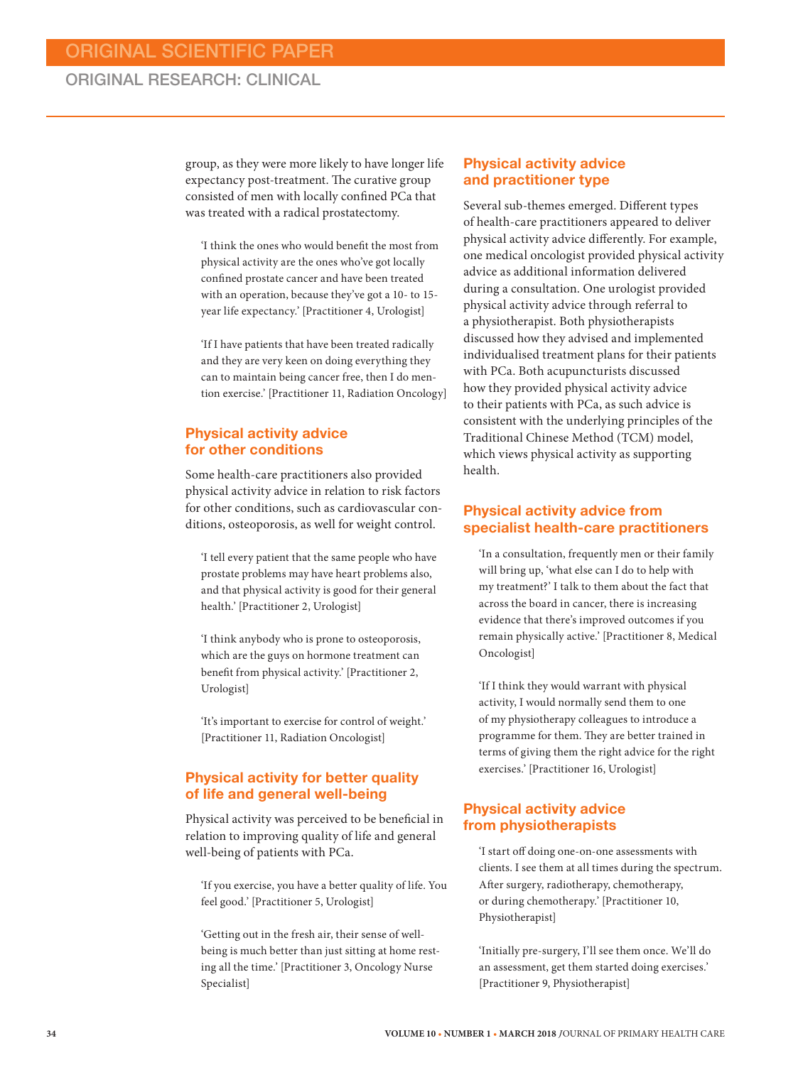group, as they were more likely to have longer life expectancy post-treatment. The curative group consisted of men with locally confined PCa that was treated with a radical prostatectomy.

> 'I think the ones who would benefit the most from physical activity are the ones who've got locally confined prostate cancer and have been treated with an operation, because they've got a 10- to 15-year life expectancy.' [Practitioner 4, Urologist]

> 'If I have patients that have been treated radically and they are very keen on doing everything they can to maintain being cancer free, then I do mention exercise.' [Practitioner 11, Radiation Oncology]

### Physical activity advice for other conditions

Some health-care practitioners also provided physical activity advice in relation to risk factors for other conditions, such as cardiovascular conditions, osteoporosis, as well for weight control.

> 'I tell every patient that the same people who have prostate problems may have heart problems also, and that physical activity is good for their general health.' [Practitioner 2, Urologist]

> 'I think anybody who is prone to osteoporosis, which are the guys on hormone treatment can benefit from physical activity.' [Practitioner 2, Urologist]

> 'It's important to exercise for control of weight.' [Practitioner 11, Radiation Oncologist]

### Physical activity for better quality of life and general well-being

Physical activity was perceived to be beneficial in relation to improving quality of life and general well-being of patients with PCa.

> 'If you exercise, you have a better quality of life. You feel good.' [Practitioner 5, Urologist]

> 'Getting out in the fresh air, their sense of well-being is much better than just sitting at home resting all the time.' [Practitioner 3, Oncology Nurse Specialist]

### Physical activity advice and practitioner type

Several sub-themes emerged. Different types of health-care practitioners appeared to deliver physical activity advice differently. For example, one medical oncologist provided physical activity advice as additional information delivered during a consultation. One urologist provided physical activity advice through referral to a physiotherapist. Both physiotherapists discussed how they advised and implemented individualised treatment plans for their patients with PCa. Both acupuncturists discussed how they provided physical activity advice to their patients with PCa, as such advice is consistent with the underlying principles of the Traditional Chinese Method (TCM) model, which views physical activity as supporting health.

### Physical activity advice from specialist health-care practitioners

> 'In a consultation, frequently men or their family will bring up, 'what else can I do to help with my treatment?' I talk to them about the fact that across the board in cancer, there is increasing evidence that there's improved outcomes if you remain physically active.' [Practitioner 8, Medical Oncologist]

> 'If I think they would warrant with physical activity, I would normally send them to one of my physiotherapy colleagues to introduce a programme for them. They are better trained in terms of giving them the right advice for the right exercises.' [Practitioner 16, Urologist]

### Physical activity advice from physiotherapists

> 'I start off doing one-on-one assessments with clients. I see them at all times during the spectrum. After surgery, radiotherapy, chemotherapy, or during chemotherapy.' [Practitioner 10, Physiotherapist]

> 'Initially pre-surgery, I'll see them once. We'll do an assessment, get them started doing exercises.' [Practitioner 9, Physiotherapist]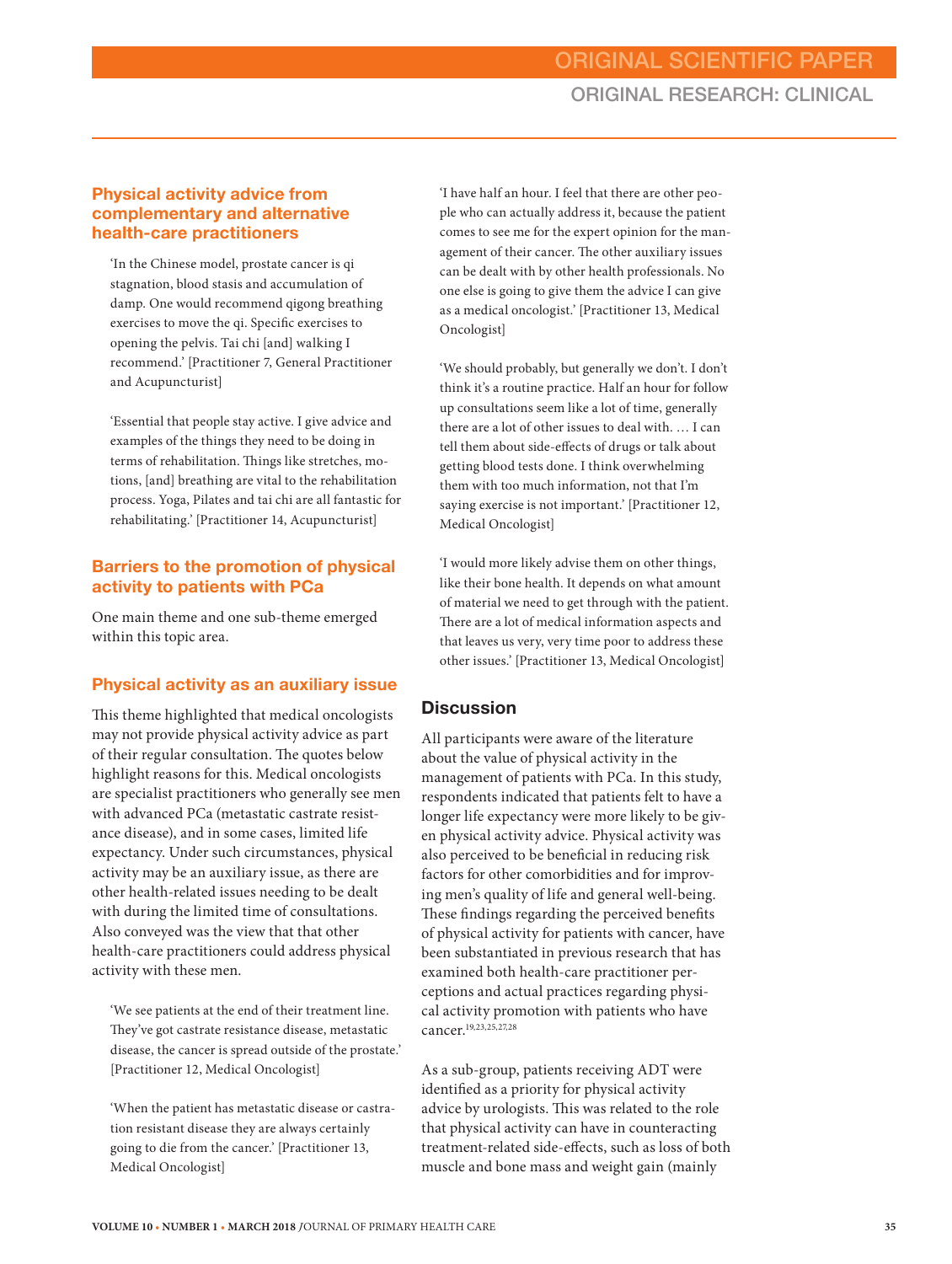### Physical activity advice from complementary and alternative health-care practitioners

> 'In the Chinese model, prostate cancer is qi stagnation, blood stasis and accumulation of damp. One would recommend qigong breathing exercises to move the qi. Specific exercises to opening the pelvis. Tai chi [and] walking I recommend.' [Practitioner 7, General Practitioner and Acupuncturist]

> 'Essential that people stay active. I give advice and examples of the things they need to be doing in terms of rehabilitation. Things like stretches, motions, [and] breathing are vital to the rehabilitation process. Yoga, Pilates and tai chi are all fantastic for rehabilitating.' [Practitioner 14, Acupuncturist]

### Barriers to the promotion of physical activity to patients with PCa

One main theme and one sub-theme emerged within this topic area.

### Physical activity as an auxiliary issue

This theme highlighted that medical oncologists may not provide physical activity advice as part of their regular consultation. The quotes below highlight reasons for this. Medical oncologists are specialist practitioners who generally see men with advanced PCa (metastatic castrate resistance disease), and in some cases, limited life expectancy. Under such circumstances, physical activity may be an auxiliary issue, as there are other health-related issues needing to be dealt with during the limited time of consultations. Also conveyed was the view that that other health-care practitioners could address physical activity with these men.

> 'We see patients at the end of their treatment line. They've got castrate resistance disease, metastatic disease, the cancer is spread outside of the prostate.' [Practitioner 12, Medical Oncologist]

> 'When the patient has metastatic disease or castration resistant disease they are always certainly going to die from the cancer.' [Practitioner 13, Medical Oncologist]

> 'I have half an hour. I feel that there are other people who can actually address it, because the patient comes to see me for the expert opinion for the management of their cancer. The other auxiliary issues can be dealt with by other health professionals. No one else is going to give them the advice I can give as a medical oncologist.' [Practitioner 13, Medical Oncologist]

> 'We should probably, but generally we don't. I don't think it's a routine practice. Half an hour for follow up consultations seem like a lot of time, generally there are a lot of other issues to deal with. … I can tell them about side-effects of drugs or talk about getting blood tests done. I think overwhelming them with too much information, not that I'm saying exercise is not important.' [Practitioner 12, Medical Oncologist]

> 'I would more likely advise them on other things, like their bone health. It depends on what amount of material we need to get through with the patient. There are a lot of medical information aspects and that leaves us very, very time poor to address these other issues.' [Practitioner 13, Medical Oncologist]

## Discussion

All participants were aware of the literature about the value of physical activity in the management of patients with PCa. In this study, respondents indicated that patients felt to have a longer life expectancy were more likely to be given physical activity advice. Physical activity was also perceived to be beneficial in reducing risk factors for other comorbidities and for improving men's quality of life and general well-being. These findings regarding the perceived benefits of physical activity for patients with cancer, have been substantiated in previous research that has examined both health-care practitioner perceptions and actual practices regarding physical activity promotion with patients who have cancer.[19,23,25,27,28]

As a sub-group, patients receiving ADT were identified as a priority for physical activity advice by urologists. This was related to the role that physical activity can have in counteracting treatment-related side-effects, such as loss of both muscle and bone mass and weight gain (mainly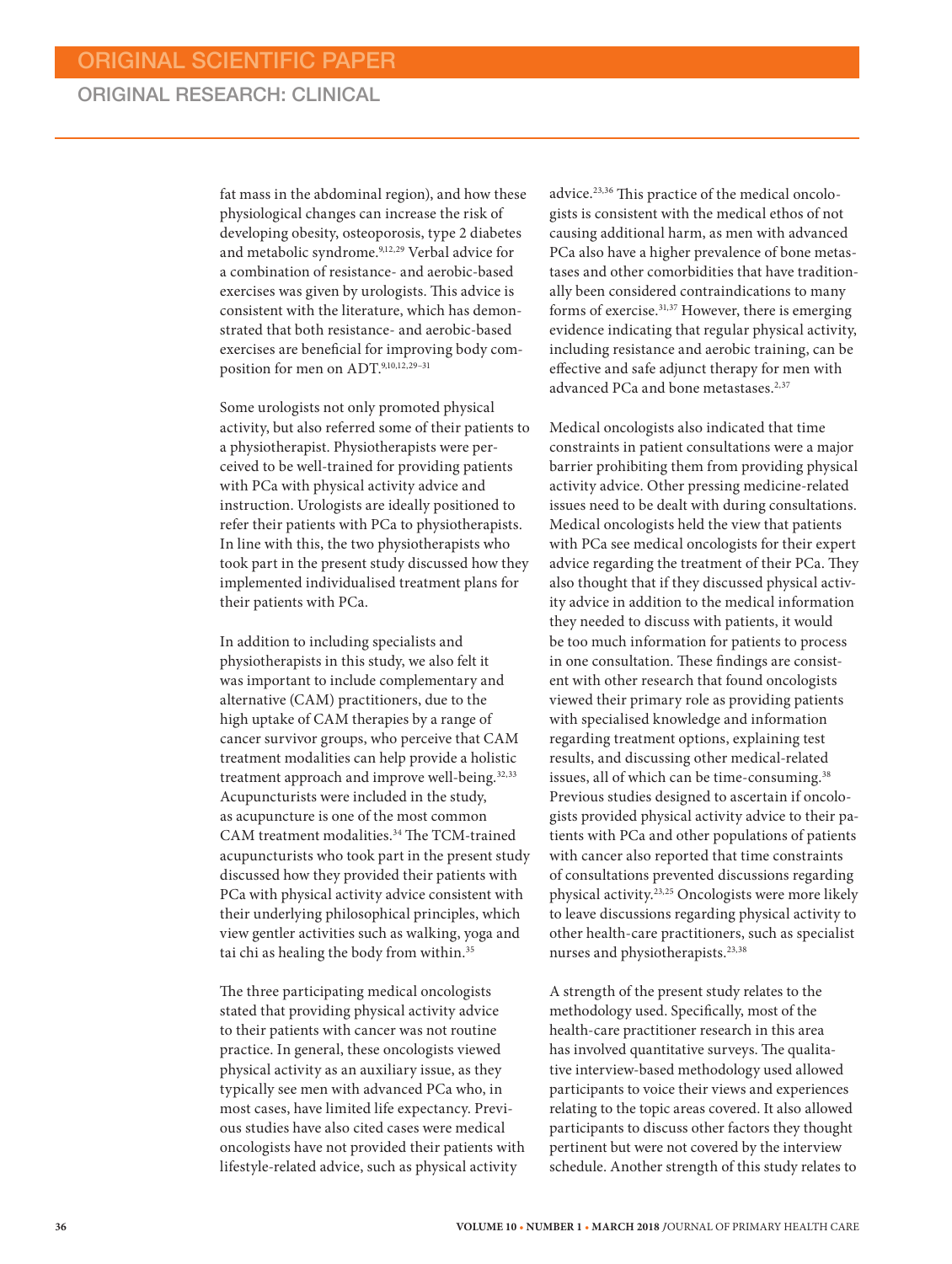fat mass in the abdominal region), and how these physiological changes can increase the risk of developing obesity, osteoporosis, type 2 diabetes and metabolic syndrome.[9,12,29] Verbal advice for a combination of resistance- and aerobic-based exercises was given by urologists. This advice is consistent with the literature, which has demonstrated that both resistance- and aerobic-based exercises are beneficial for improving body composition for men on ADT.[9,10,12,29–31]

Some urologists not only promoted physical activity, but also referred some of their patients to a physiotherapist. Physiotherapists were perceived to be well-trained for providing patients with PCa with physical activity advice and instruction. Urologists are ideally positioned to refer their patients with PCa to physiotherapists. In line with this, the two physiotherapists who took part in the present study discussed how they implemented individualised treatment plans for their patients with PCa.

In addition to including specialists and physiotherapists in this study, we also felt it was important to include complementary and alternative (CAM) practitioners, due to the high uptake of CAM therapies by a range of cancer survivor groups, who perceive that CAM treatment modalities can help provide a holistic treatment approach and improve well-being.[32,33] Acupuncturists were included in the study, as acupuncture is one of the most common CAM treatment modalities.[34] The TCM-trained acupuncturists who took part in the present study discussed how they provided their patients with PCa with physical activity advice consistent with their underlying philosophical principles, which view gentler activities such as walking, yoga and tai chi as healing the body from within.[35]

The three participating medical oncologists stated that providing physical activity advice to their patients with cancer was not routine practice. In general, these oncologists viewed physical activity as an auxiliary issue, as they typically see men with advanced PCa who, in most cases, have limited life expectancy. Previous studies have also cited cases were medical oncologists have not provided their patients with lifestyle-related advice, such as physical activity advice.[23,36] This practice of the medical oncologists is consistent with the medical ethos of not causing additional harm, as men with advanced PCa also have a higher prevalence of bone metastases and other comorbidities that have traditionally been considered contraindications to many forms of exercise.[31,37] However, there is emerging evidence indicating that regular physical activity, including resistance and aerobic training, can be effective and safe adjunct therapy for men with advanced PCa and bone metastases.[2,37]

Medical oncologists also indicated that time constraints in patient consultations were a major barrier prohibiting them from providing physical activity advice. Other pressing medicine-related issues need to be dealt with during consultations. Medical oncologists held the view that patients with PCa see medical oncologists for their expert advice regarding the treatment of their PCa. They also thought that if they discussed physical activity advice in addition to the medical information they needed to discuss with patients, it would be too much information for patients to process in one consultation. These findings are consistent with other research that found oncologists viewed their primary role as providing patients with specialised knowledge and information regarding treatment options, explaining test results, and discussing other medical-related issues, all of which can be time-consuming.[38] Previous studies designed to ascertain if oncologists provided physical activity advice to their patients with PCa and other populations of patients with cancer also reported that time constraints of consultations prevented discussions regarding physical activity.[23,25] Oncologists were more likely to leave discussions regarding physical activity to other health-care practitioners, such as specialist nurses and physiotherapists.[23,38]

A strength of the present study relates to the methodology used. Specifically, most of the health-care practitioner research in this area has involved quantitative surveys. The qualitative interview-based methodology used allowed participants to voice their views and experiences relating to the topic areas covered. It also allowed participants to discuss other factors they thought pertinent but were not covered by the interview schedule. Another strength of this study relates to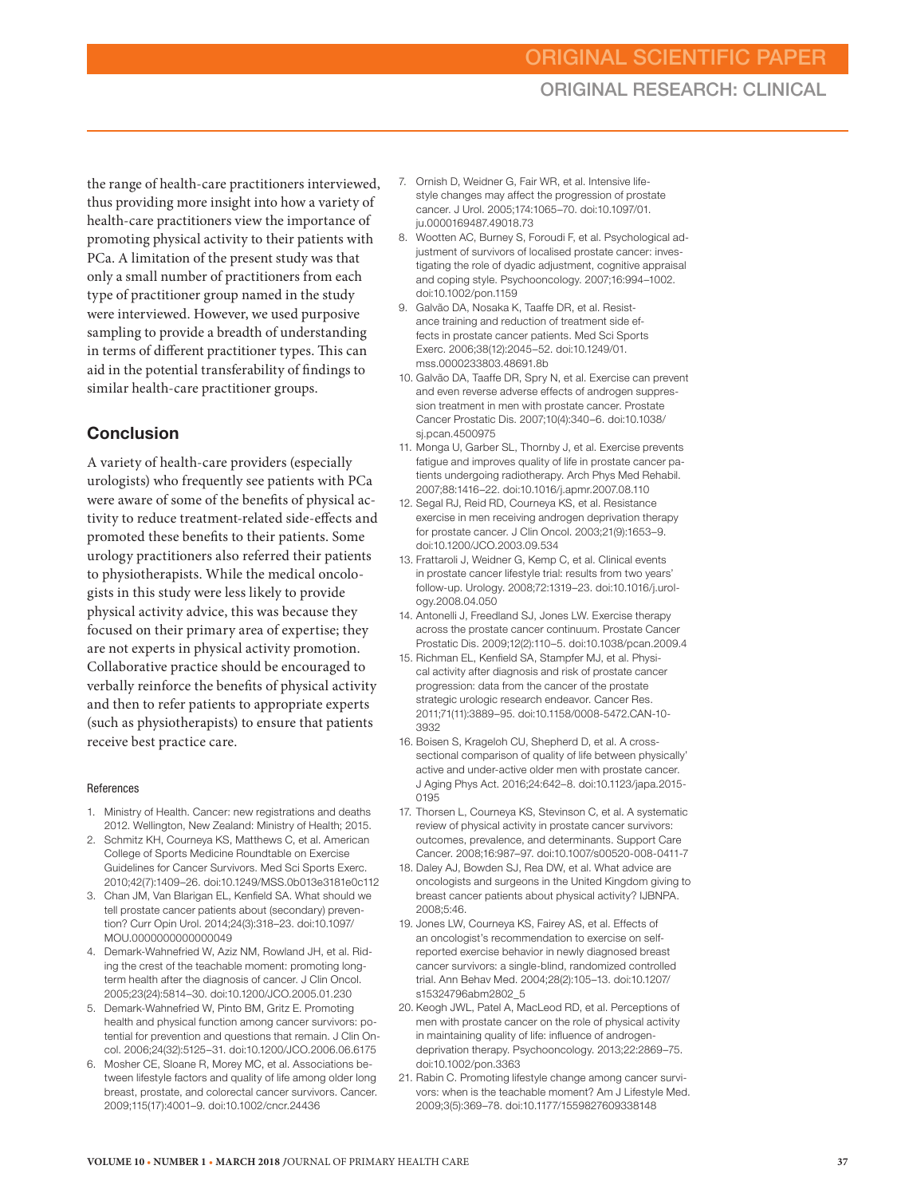the range of health-care practitioners interviewed, thus providing more insight into how a variety of health-care practitioners view the importance of promoting physical activity to their patients with PCa. A limitation of the present study was that only a small number of practitioners from each type of practitioner group named in the study were interviewed. However, we used purposive sampling to provide a breadth of understanding in terms of different practitioner types. This can aid in the potential transferability of findings to similar health-care practitioner groups.

## Conclusion

A variety of health-care providers (especially urologists) who frequently see patients with PCa were aware of some of the benefits of physical activity to reduce treatment-related side-effects and promoted these benefits to their patients. Some urology practitioners also referred their patients to physiotherapists. While the medical oncologists in this study were less likely to provide physical activity advice, this was because they focused on their primary area of expertise; they are not experts in physical activity promotion. Collaborative practice should be encouraged to verbally reinforce the benefits of physical activity and then to refer patients to appropriate experts (such as physiotherapists) to ensure that patients receive best practice care.

#### References

1. Ministry of Health. Cancer: new registrations and deaths 2012. Wellington, New Zealand: Ministry of Health; 2015.
2. Schmitz KH, Courneya KS, Matthews C, et al. American College of Sports Medicine Roundtable on Exercise Guidelines for Cancer Survivors. Med Sci Sports Exerc. 2010;42(7):1409–26. doi:10.1249/MSS.0b013e3181e0c112
3. Chan JM, Van Blarigan EL, Kenfield SA. What should we tell prostate cancer patients about (secondary) prevention? Curr Opin Urol. 2014;24(3):318–23. doi:10.1097/MOU.0000000000000049
4. Demark-Wahnefried W, Aziz NM, Rowland JH, et al. Riding the crest of the teachable moment: promoting long-term health after the diagnosis of cancer. J Clin Oncol. 2005;23(24):5814–30. doi:10.1200/JCO.2005.01.230
5. Demark-Wahnefried W, Pinto BM, Gritz E. Promoting health and physical function among cancer survivors: potential for prevention and questions that remain. J Clin Oncol. 2006;24(32):5125–31. doi:10.1200/JCO.2006.06.6175
6. Mosher CE, Sloane R, Morey MC, et al. Associations between lifestyle factors and quality of life among older long breast, prostate, and colorectal cancer survivors. Cancer. 2009;115(17):4001–9. doi:10.1002/cncr.24436
7. Ornish D, Weidner G, Fair WR, et al. Intensive lifestyle changes may affect the progression of prostate cancer. J Urol. 2005;174:1065–70. doi:10.1097/01.ju.0000169487.49018.73
8. Wootten AC, Burney S, Foroudi F, et al. Psychological adjustment of survivors of localised prostate cancer: investigating the role of dyadic adjustment, cognitive appraisal and coping style. Psychooncology. 2007;16:994–1002. doi:10.1002/pon.1159
9. Galvão DA, Nosaka K, Taaffe DR, et al. Resistance training and reduction of treatment side effects in prostate cancer patients. Med Sci Sports Exerc. 2006;38(12):2045–52. doi:10.1249/01.mss.0000233803.48691.8b
10. Galvão DA, Taaffe DR, Spry N, et al. Exercise can prevent and even reverse adverse effects of androgen suppression treatment in men with prostate cancer. Prostate Cancer Prostatic Dis. 2007;10(4):340–6. doi:10.1038/sj.pcan.4500975
11. Monga U, Garber SL, Thornby J, et al. Exercise prevents fatigue and improves quality of life in prostate cancer patients undergoing radiotherapy. Arch Phys Med Rehabil. 2007;88:1416–22. doi:10.1016/j.apmr.2007.08.110
12. Segal RJ, Reid RD, Courneya KS, et al. Resistance exercise in men receiving androgen deprivation therapy for prostate cancer. J Clin Oncol. 2003;21(9):1653–9. doi:10.1200/JCO.2003.09.534
13. Frattaroli J, Weidner G, Kemp C, et al. Clinical events in prostate cancer lifestyle trial: results from two years' follow-up. Urology. 2008;72:1319–23. doi:10.1016/j.urology.2008.04.050
14. Antonelli J, Freedland SJ, Jones LW. Exercise therapy across the prostate cancer continuum. Prostate Cancer Prostatic Dis. 2009;12(2):110–5. doi:10.1038/pcan.2009.4
15. Richman EL, Kenfield SA, Stampfer MJ, et al. Physical activity after diagnosis and risk of prostate cancer progression: data from the cancer of the prostate strategic urologic research endeavor. Cancer Res. 2011;71(11):3889–95. doi:10.1158/0008-5472.CAN-10-3932
16. Boisen S, Krageloh CU, Shepherd D, et al. A cross-sectional comparison of quality of life between physically' active and under-active older men with prostate cancer. J Aging Phys Act. 2016;24:642–8. doi:10.1123/japa.2015-0195
17. Thorsen L, Courneya KS, Stevinson C, et al. A systematic review of physical activity in prostate cancer survivors: outcomes, prevalence, and determinants. Support Care Cancer. 2008;16:987–97. doi:10.1007/s00520-008-0411-7
18. Daley AJ, Bowden SJ, Rea DW, et al. What advice are oncologists and surgeons in the United Kingdom giving to breast cancer patients about physical activity? IJBNPA. 2008;5:46.
19. Jones LW, Courneya KS, Fairey AS, et al. Effects of an oncologist's recommendation to exercise on self-reported exercise behavior in newly diagnosed breast cancer survivors: a single-blind, randomized controlled trial. Ann Behav Med. 2004;28(2):105–13. doi:10.1207/s15324796abm2802_5
20. Keogh JWL, Patel A, MacLeod RD, et al. Perceptions of men with prostate cancer on the role of physical activity in maintaining quality of life: influence of androgen-deprivation therapy. Psychooncology. 2013;22:2869–75. doi:10.1002/pon.3363
21. Rabin C. Promoting lifestyle change among cancer survivors: when is the teachable moment? Am J Lifestyle Med. 2009;3(5):369–78. doi:10.1177/1559827609338148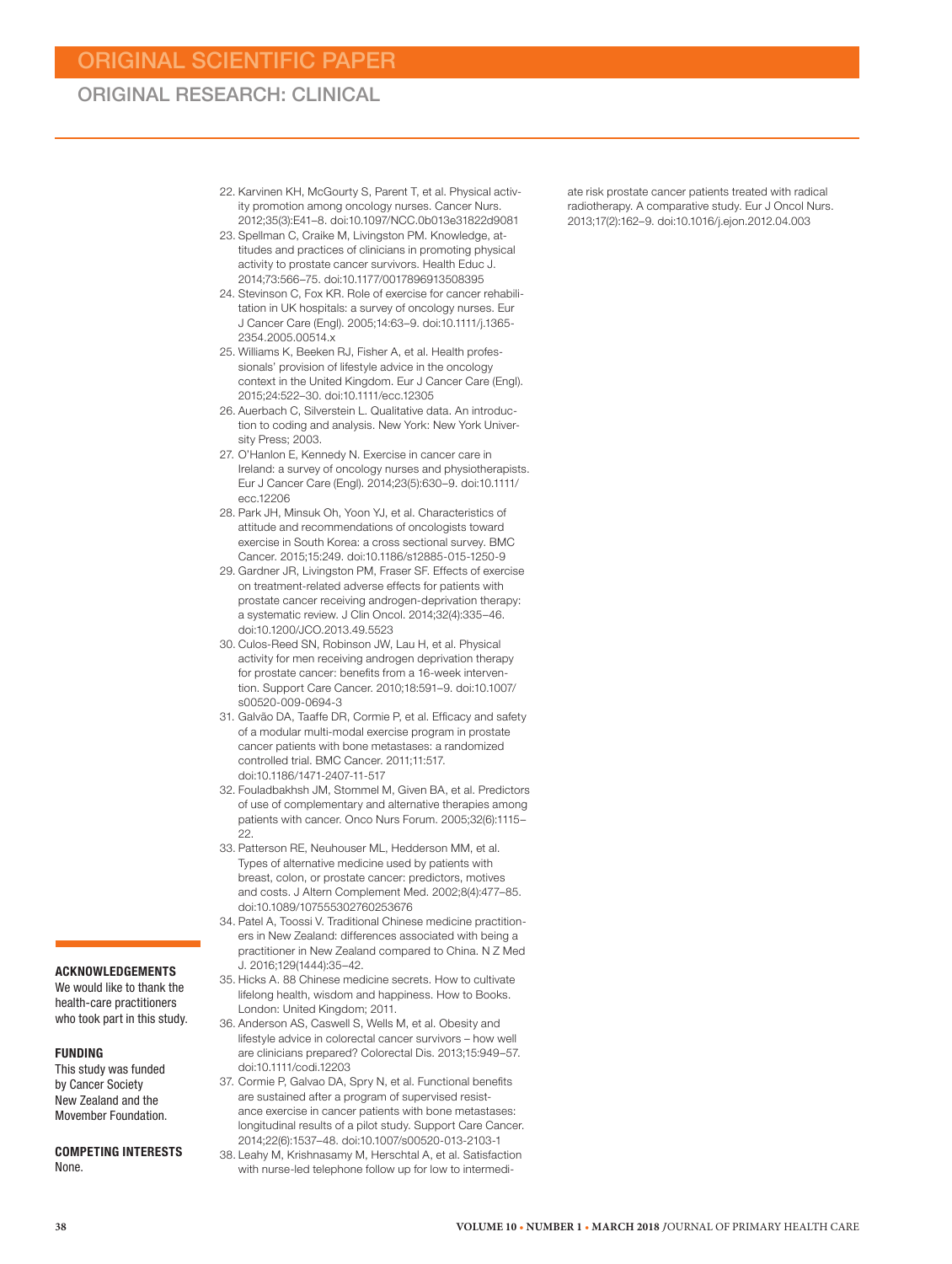22. Karvinen KH, McGourty S, Parent T, et al. Physical activity promotion among oncology nurses. Cancer Nurs. 2012;35(3):E41–8. doi:10.1097/NCC.0b013e31822d9081
23. Spellman C, Craike M, Livingston PM. Knowledge, attitudes and practices of clinicians in promoting physical activity to prostate cancer survivors. Health Educ J. 2014;73:566–75. doi:10.1177/0017896913508395
24. Stevinson C, Fox KR. Role of exercise for cancer rehabilitation in UK hospitals: a survey of oncology nurses. Eur J Cancer Care (Engl). 2005;14:63–9. doi:10.1111/j.1365-2354.2005.00514.x
25. Williams K, Beeken RJ, Fisher A, et al. Health professionals' provision of lifestyle advice in the oncology context in the United Kingdom. Eur J Cancer Care (Engl). 2015;24:522–30. doi:10.1111/ecc.12305
26. Auerbach C, Silverstein L. Qualitative data. An introduction to coding and analysis. New York: New York University Press; 2003.
27. O'Hanlon E, Kennedy N. Exercise in cancer care in Ireland: a survey of oncology nurses and physiotherapists. Eur J Cancer Care (Engl). 2014;23(5):630–9. doi:10.1111/ecc.12206
28. Park JH, Minsuk Oh, Yoon YJ, et al. Characteristics of attitude and recommendations of oncologists toward exercise in South Korea: a cross sectional survey. BMC Cancer. 2015;15:249. doi:10.1186/s12885-015-1250-9
29. Gardner JR, Livingston PM, Fraser SF. Effects of exercise on treatment-related adverse effects for patients with prostate cancer receiving androgen-deprivation therapy: a systematic review. J Clin Oncol. 2014;32(4):335–46. doi:10.1200/JCO.2013.49.5523
30. Culos-Reed SN, Robinson JW, Lau H, et al. Physical activity for men receiving androgen deprivation therapy for prostate cancer: benefits from a 16-week intervention. Support Care Cancer. 2010;18:591–9. doi:10.1007/s00520-009-0694-3
31. Galvão DA, Taaffe DR, Cormie P, et al. Efficacy and safety of a modular multi-modal exercise program in prostate cancer patients with bone metastases: a randomized controlled trial. BMC Cancer. 2011;11:517. doi:10.1186/1471-2407-11-517
32. Fouladbakhsh JM, Stommel M, Given BA, et al. Predictors of use of complementary and alternative therapies among patients with cancer. Onco Nurs Forum. 2005;32(6):1115–22.
33. Patterson RE, Neuhouser ML, Hedderson MM, et al. Types of alternative medicine used by patients with breast, colon, or prostate cancer: predictors, motives and costs. J Altern Complement Med. 2002;8(4):477–85. doi:10.1089/107555302760253676
34. Patel A, Toossi V. Traditional Chinese medicine practitioners in New Zealand: differences associated with being a practitioner in New Zealand compared to China. N Z Med J. 2016;129(1444):35–42.
35. Hicks A. 88 Chinese medicine secrets. How to cultivate lifelong health, wisdom and happiness. How to Books. London: United Kingdom; 2011.
36. Anderson AS, Caswell S, Wells M, et al. Obesity and lifestyle advice in colorectal cancer survivors – how well are clinicians prepared? Colorectal Dis. 2013;15:949–57. doi:10.1111/codi.12203
37. Cormie P, Galvao DA, Spry N, et al. Functional benefits are sustained after a program of supervised resistance exercise in cancer patients with bone metastases: longitudinal results of a pilot study. Support Care Cancer. 2014;22(6):1537–48. doi:10.1007/s00520-013-2103-1
38. Leahy M, Krishnasamy M, Herschtal A, et al. Satisfaction with nurse-led telephone follow up for low to intermediate risk prostate cancer patients treated with radical radiotherapy. A comparative study. Eur J Oncol Nurs. 2013;17(2):162–9. doi:10.1016/j.ejon.2012.04.003

**ACKNOWLEDGEMENTS**

We would like to thank the health-care practitioners who took part in this study.

**FUNDING**

This study was funded by Cancer Society New Zealand and the Movember Foundation.

**COMPETING INTERESTS**

None.